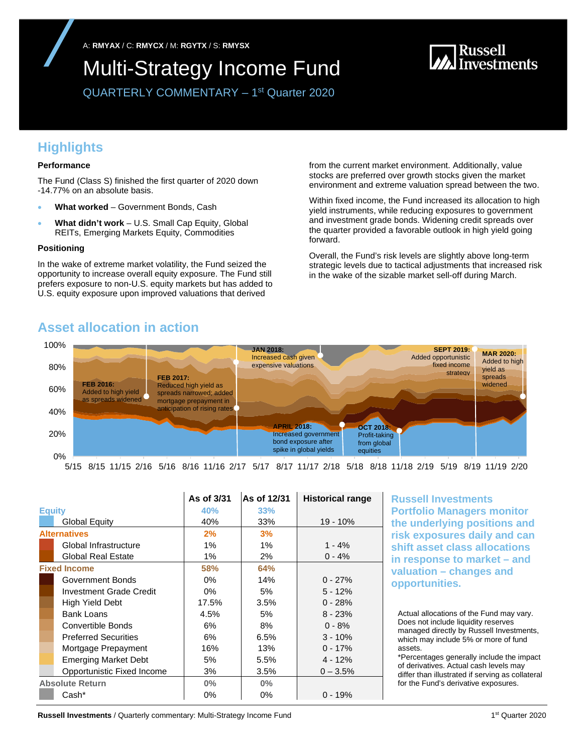A: **RMYAX** / C: **RMYCX** / M: **RGYTX** / S: **RMYSX**

# Multi-Strategy Income Fund

QUARTERLY COMMENTARY – 1st Quarter 2020

Russell Investments

## Highlights

**Performance**

The Fund (Class S) finished the first quarter of 2020 down -14.77% on an absolute basis.

- **What worked** – Government Bonds, Cash
- **What didn't work** – U.S. Small Cap Equity, Global REITs, Emerging Markets Equity, Commodities

**Positioning**

In the wake of extreme market volatility, the Fund seized the opportunity to increase overall equity exposure. The Fund still prefers exposure to non-U.S. equity markets but has added to U.S. equity exposure upon improved valuations that derived from the current market environment. Additionally, value stocks are preferred over growth stocks given the market environment and extreme valuation spread between the two.

Within fixed income, the Fund increased its allocation to high yield instruments, while reducing exposures to government and investment grade bonds. Widening credit spreads over the quarter provided a favorable outlook in high yield going forward.

Overall, the Fund's risk levels are slightly above long-term strategic levels due to tactical adjustments that increased risk in the wake of the sizable market sell-off during March.

## Asset allocation in action

- **FEB 2016:** Added to high yield as spreads widened
- **FEB 2017:** Reduced high yield as spreads narrowed; added mortgage prepayment in anticipation of rising rates
- **JAN 2018:** Increased cash given expensive valuations
- **APRIL 2018:** Increased government bond exposure after spike in global yields
- **OCT 2018:** Profit-taking from global equities
- **SEPT 2019:** Added opportunistic fixed income strategy
- **MAR 2020:** Added to high yield as spreads widened

| | As of 3/31 | As of 12/31 | Historical range |
|---|---|---|---|
| **Equity** | **40%** | **33%** | |
| Global Equity | 40% | 33% | 19 - 10% |
| **Alternatives** | **2%** | **3%** | |
| Global Infrastructure | 1% | 1% | 1 - 4% |
| Global Real Estate | 1% | 2% | 0 - 4% |
| **Fixed Income** | **58%** | **64%** | |
| Government Bonds | 0% | 14% | 0 - 27% |
| Investment Grade Credit | 0% | 5% | 5 - 12% |
| High Yield Debt | 17.5% | 3.5% | 0 - 28% |
| Bank Loans | 4.5% | 5% | 8 - 23% |
| Convertible Bonds | 6% | 8% | 0 - 8% |
| Preferred Securities | 6% | 6.5% | 3 - 10% |
| Mortgage Prepayment | 16% | 13% | 0 - 17% |
| Emerging Market Debt | 5% | 5.5% | 4 - 12% |
| Opportunistic Fixed Income | 3% | 3.5% | 0 – 3.5% |
| **Absolute Return** | **0%** | **0%** | |
| Cash* | 0% | 0% | 0 - 19% |

**Russell Investments Portfolio Managers monitor the underlying positions and risk exposures daily and can shift asset class allocations in response to market – and valuation – changes and opportunities.**

Actual allocations of the Fund may vary. Does not include liquidity reserves managed directly by Russell Investments, which may include 5% or more of fund assets.
*Percentages generally include the impact of derivatives. Actual cash levels may differ than illustrated if serving as collateral for the Fund's derivative exposures.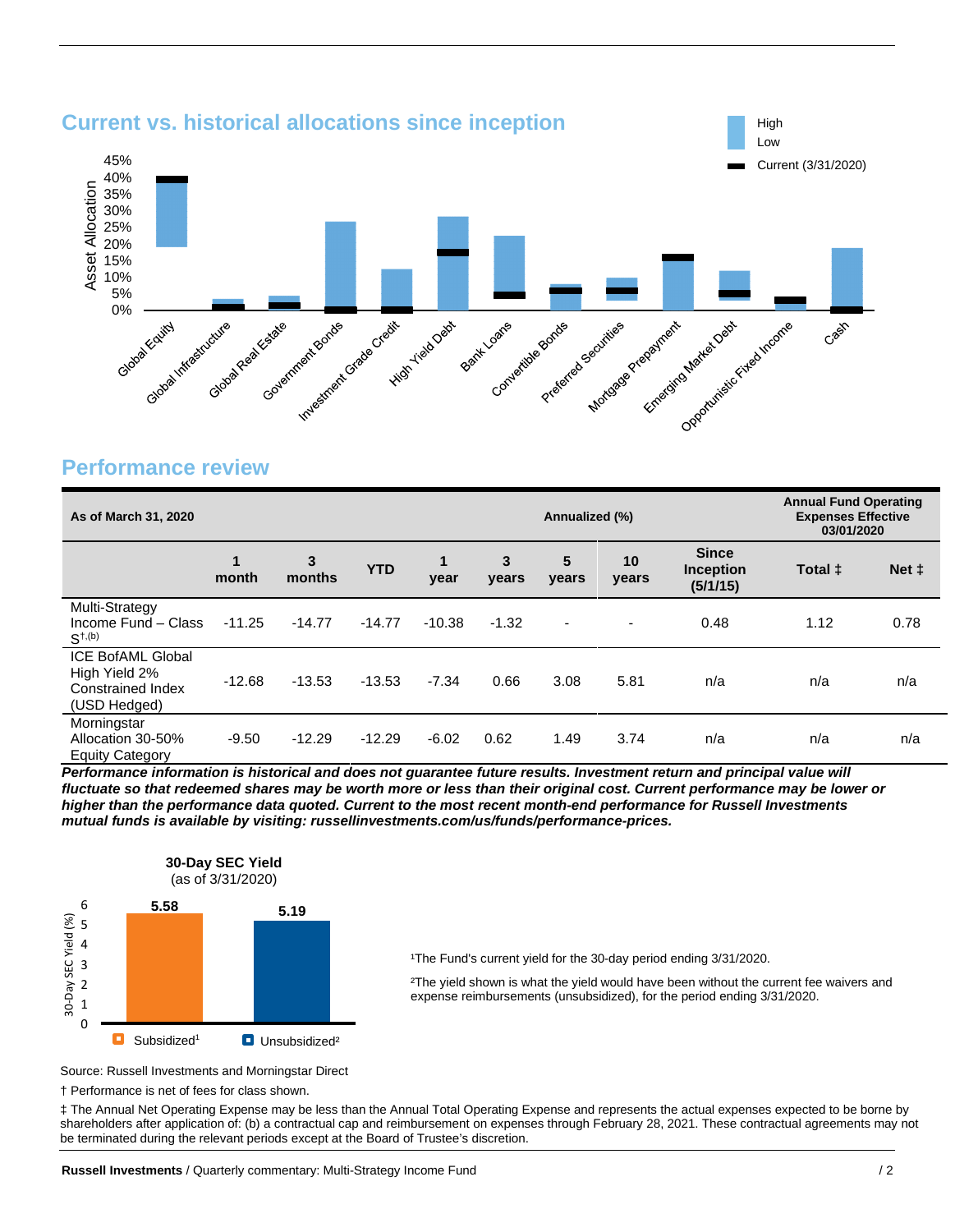## Current vs. historical allocations since inception

High
Low
Current (3/31/2020)

Asset Allocation

45%
40%
35%
30%
25%
20%
15%
10%
5%
0%

Global Equity, Global Infrastructure, Global Real Estate, Government Bonds, Investment Grade Credit, High Yield Debt, Bank Loans, Convertible Bonds, Preferred Securities, Mortgage Prepayment, Emerging Market Debt, Opportunistic Fixed Income, Cash

## Performance review

| As of March 31, 2020 | | | | Annualized (%) | | | | | Annual Fund Operating Expenses Effective 03/01/2020 | |
|---|---|---|---|---|---|---|---|---|---|---|
| | 1 month | 3 months | YTD | 1 year | 3 years | 5 years | 10 years | Since Inception (5/1/15) | Total ‡ | Net ‡ |
| Multi-Strategy Income Fund – Class S†,(b) | -11.25 | -14.77 | -14.77 | -10.38 | -1.32 | - | - | 0.48 | 1.12 | 0.78 |
| ICE BofAML Global High Yield 2% Constrained Index (USD Hedged) | -12.68 | -13.53 | -13.53 | -7.34 | 0.66 | 3.08 | 5.81 | n/a | n/a | n/a |
| Morningstar Allocation 30-50% Equity Category | -9.50 | -12.29 | -12.29 | -6.02 | 0.62 | 1.49 | 3.74 | n/a | n/a | n/a |

***Performance information is historical and does not guarantee future results. Investment return and principal value will fluctuate so that redeemed shares may be worth more or less than their original cost. Current performance may be lower or higher than the performance data quoted. Current to the most recent month-end performance for Russell Investments mutual funds is available by visiting: russellinvestments.com/us/funds/performance-prices.***

**30-Day SEC Yield**
(as of 3/31/2020)

| | 30-Day SEC Yield (%) |
|---|---|
| Subsidized[1] | 5.58 |
| Unsubsidized[2] | 5.19 |

[1]The Fund's current yield for the 30-day period ending 3/31/2020.

[2]The yield shown is what the yield would have been without the current fee waivers and expense reimbursements (unsubsidized), for the period ending 3/31/2020.

Source: Russell Investments and Morningstar Direct

† Performance is net of fees for class shown.

‡ The Annual Net Operating Expense may be less than the Annual Total Operating Expense and represents the actual expenses expected to be borne by shareholders after application of: (b) a contractual cap and reimbursement on expenses through February 28, 2021. These contractual agreements may not be terminated during the relevant periods except at the Board of Trustee's discretion.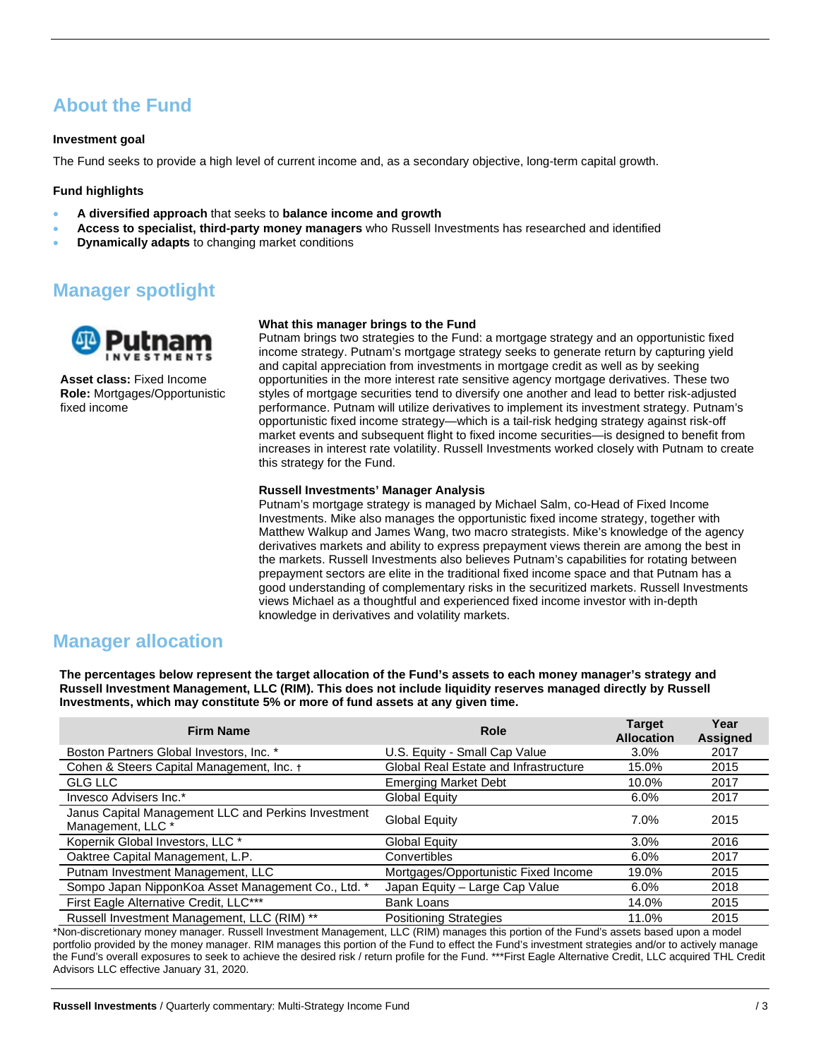## About the Fund

**Investment goal**

The Fund seeks to provide a high level of current income and, as a secondary objective, long-term capital growth.

**Fund highlights**

- **A diversified approach** that seeks to **balance income and growth**
- **Access to specialist, third-party money managers** who Russell Investments has researched and identified
- **Dynamically adapts** to changing market conditions

## Manager spotlight

Putnam INVESTMENTS

**Asset class:** Fixed Income
**Role:** Mortgages/Opportunistic fixed income

**What this manager brings to the Fund**

Putnam brings two strategies to the Fund: a mortgage strategy and an opportunistic fixed income strategy. Putnam's mortgage strategy seeks to generate return by capturing yield and capital appreciation from investments in mortgage credit as well as by seeking opportunities in the more interest rate sensitive agency mortgage derivatives. These two styles of mortgage securities tend to diversify one another and lead to better risk-adjusted performance. Putnam will utilize derivatives to implement its investment strategy. Putnam's opportunistic fixed income strategy—which is a tail-risk hedging strategy against risk-off market events and subsequent flight to fixed income securities—is designed to benefit from increases in interest rate volatility. Russell Investments worked closely with Putnam to create this strategy for the Fund.

**Russell Investments' Manager Analysis**

Putnam's mortgage strategy is managed by Michael Salm, co-Head of Fixed Income Investments. Mike also manages the opportunistic fixed income strategy, together with Matthew Walkup and James Wang, two macro strategists. Mike's knowledge of the agency derivatives markets and ability to express prepayment views therein are among the best in the markets. Russell Investments also believes Putnam's capabilities for rotating between prepayment sectors are elite in the traditional fixed income space and that Putnam has a good understanding of complementary risks in the securitized markets. Russell Investments views Michael as a thoughtful and experienced fixed income investor with in-depth knowledge in derivatives and volatility markets.

## Manager allocation

**The percentages below represent the target allocation of the Fund's assets to each money manager's strategy and Russell Investment Management, LLC (RIM). This does not include liquidity reserves managed directly by Russell Investments, which may constitute 5% or more of fund assets at any given time.**

| Firm Name | Role | Target Allocation | Year Assigned |
|---|---|---|---|
| Boston Partners Global Investors, Inc. * | U.S. Equity - Small Cap Value | 3.0% | 2017 |
| Cohen & Steers Capital Management, Inc. † | Global Real Estate and Infrastructure | 15.0% | 2015 |
| GLG LLC | Emerging Market Debt | 10.0% | 2017 |
| Invesco Advisers Inc.* | Global Equity | 6.0% | 2017 |
| Janus Capital Management LLC and Perkins Investment Management, LLC * | Global Equity | 7.0% | 2015 |
| Kopernik Global Investors, LLC * | Global Equity | 3.0% | 2016 |
| Oaktree Capital Management, L.P. | Convertibles | 6.0% | 2017 |
| Putnam Investment Management, LLC | Mortgages/Opportunistic Fixed Income | 19.0% | 2015 |
| Sompo Japan NipponKoa Asset Management Co., Ltd. * | Japan Equity – Large Cap Value | 6.0% | 2018 |
| First Eagle Alternative Credit, LLC*** | Bank Loans | 14.0% | 2015 |
| Russell Investment Management, LLC (RIM) ** | Positioning Strategies | 11.0% | 2015 |

*Non-discretionary money manager. Russell Investment Management, LLC (RIM) manages this portion of the Fund's assets based upon a model portfolio provided by the money manager. RIM manages this portion of the Fund to effect the Fund's investment strategies and/or to actively manage the Fund's overall exposures to seek to achieve the desired risk / return profile for the Fund. ***First Eagle Alternative Credit, LLC acquired THL Credit Advisors LLC effective January 31, 2020.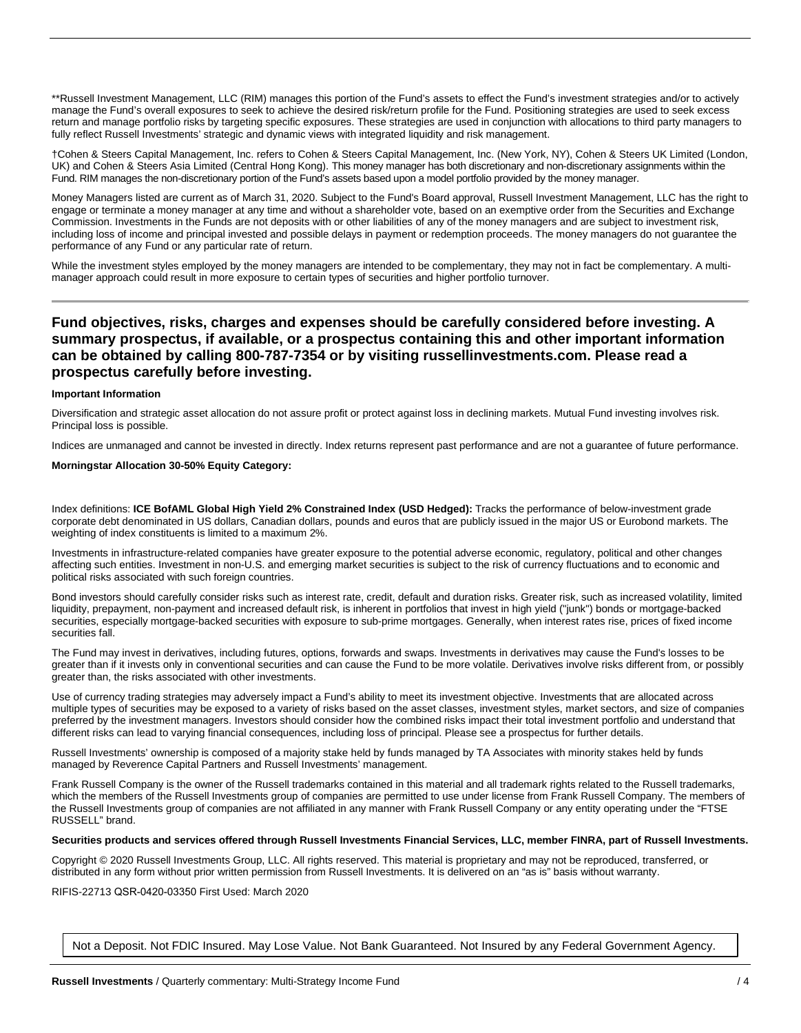**Russell Investment Management, LLC (RIM) manages this portion of the Fund's assets to effect the Fund's investment strategies and/or to actively manage the Fund's overall exposures to seek to achieve the desired risk/return profile for the Fund. Positioning strategies are used to seek excess return and manage portfolio risks by targeting specific exposures. These strategies are used in conjunction with allocations to third party managers to fully reflect Russell Investments' strategic and dynamic views with integrated liquidity and risk management.

†Cohen & Steers Capital Management, Inc. refers to Cohen & Steers Capital Management, Inc. (New York, NY), Cohen & Steers UK Limited (London, UK) and Cohen & Steers Asia Limited (Central Hong Kong). This money manager has both discretionary and non-discretionary assignments within the Fund. RIM manages the non-discretionary portion of the Fund's assets based upon a model portfolio provided by the money manager.

Money Managers listed are current as of March 31, 2020. Subject to the Fund's Board approval, Russell Investment Management, LLC has the right to engage or terminate a money manager at any time and without a shareholder vote, based on an exemptive order from the Securities and Exchange Commission. Investments in the Funds are not deposits with or other liabilities of any of the money managers and are subject to investment risk, including loss of income and principal invested and possible delays in payment or redemption proceeds. The money managers do not guarantee the performance of any Fund or any particular rate of return.

While the investment styles employed by the money managers are intended to be complementary, they may not in fact be complementary. A multi-manager approach could result in more exposure to certain types of securities and higher portfolio turnover.

---

## Fund objectives, risks, charges and expenses should be carefully considered before investing. A summary prospectus, if available, or a prospectus containing this and other important information can be obtained by calling 800-787-7354 or by visiting russellinvestments.com. Please read a prospectus carefully before investing.

**Important Information**

Diversification and strategic asset allocation do not assure profit or protect against loss in declining markets. Mutual Fund investing involves risk. Principal loss is possible.

Indices are unmanaged and cannot be invested in directly. Index returns represent past performance and are not a guarantee of future performance.

**Morningstar Allocation 30-50% Equity Category:**

Index definitions: **ICE BofAML Global High Yield 2% Constrained Index (USD Hedged):** Tracks the performance of below-investment grade corporate debt denominated in US dollars, Canadian dollars, pounds and euros that are publicly issued in the major US or Eurobond markets. The weighting of index constituents is limited to a maximum 2%.

Investments in infrastructure-related companies have greater exposure to the potential adverse economic, regulatory, political and other changes affecting such entities. Investment in non-U.S. and emerging market securities is subject to the risk of currency fluctuations and to economic and political risks associated with such foreign countries.

Bond investors should carefully consider risks such as interest rate, credit, default and duration risks. Greater risk, such as increased volatility, limited liquidity, prepayment, non-payment and increased default risk, is inherent in portfolios that invest in high yield ("junk") bonds or mortgage-backed securities, especially mortgage-backed securities with exposure to sub-prime mortgages. Generally, when interest rates rise, prices of fixed income securities fall.

The Fund may invest in derivatives, including futures, options, forwards and swaps. Investments in derivatives may cause the Fund's losses to be greater than if it invests only in conventional securities and can cause the Fund to be more volatile. Derivatives involve risks different from, or possibly greater than, the risks associated with other investments.

Use of currency trading strategies may adversely impact a Fund's ability to meet its investment objective. Investments that are allocated across multiple types of securities may be exposed to a variety of risks based on the asset classes, investment styles, market sectors, and size of companies preferred by the investment managers. Investors should consider how the combined risks impact their total investment portfolio and understand that different risks can lead to varying financial consequences, including loss of principal. Please see a prospectus for further details.

Russell Investments' ownership is composed of a majority stake held by funds managed by TA Associates with minority stakes held by funds managed by Reverence Capital Partners and Russell Investments' management.

Frank Russell Company is the owner of the Russell trademarks contained in this material and all trademark rights related to the Russell trademarks, which the members of the Russell Investments group of companies are permitted to use under license from Frank Russell Company. The members of the Russell Investments group of companies are not affiliated in any manner with Frank Russell Company or any entity operating under the "FTSE RUSSELL" brand.

**Securities products and services offered through Russell Investments Financial Services, LLC, member FINRA, part of Russell Investments.**

Copyright © 2020 Russell Investments Group, LLC. All rights reserved. This material is proprietary and may not be reproduced, transferred, or distributed in any form without prior written permission from Russell Investments. It is delivered on an "as is" basis without warranty.

RIFIS-22713 QSR-0420-03350 First Used: March 2020

Not a Deposit. Not FDIC Insured. May Lose Value. Not Bank Guaranteed. Not Insured by any Federal Government Agency.